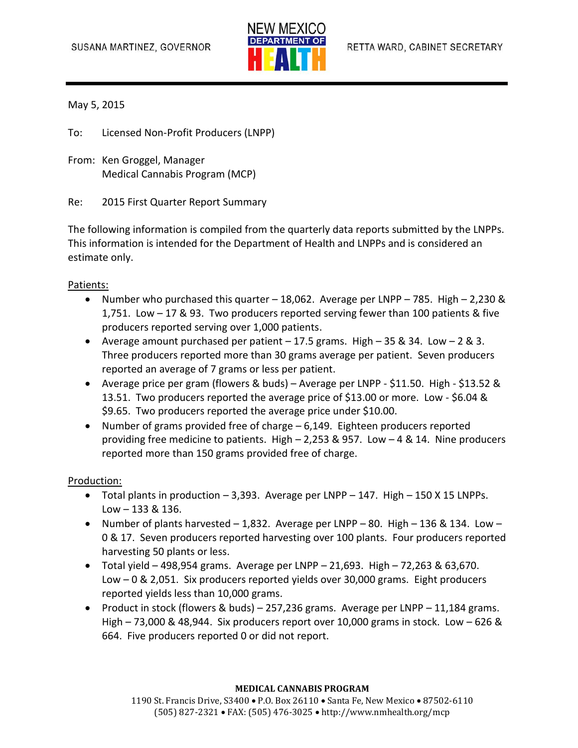SUSANA MARTINEZ, GOVERNOR

NEW MEXICO DEPARTMENT OF HEALTH

RETTA WARD, CABINET SECRETARY

May 5, 2015

To: Licensed Non-Profit Producers (LNPP)

From: Ken Groggel, Manager
Medical Cannabis Program (MCP)

Re: 2015 First Quarter Report Summary

The following information is compiled from the quarterly data reports submitted by the LNPPs. This information is intended for the Department of Health and LNPPs and is considered an estimate only.

Patients:

- Number who purchased this quarter – 18,062. Average per LNPP – 785. High – 2,230 & 1,751. Low – 17 & 93. Two producers reported serving fewer than 100 patients & five producers reported serving over 1,000 patients.
- Average amount purchased per patient – 17.5 grams. High – 35 & 34. Low – 2 & 3. Three producers reported more than 30 grams average per patient. Seven producers reported an average of 7 grams or less per patient.
- Average price per gram (flowers & buds) – Average per LNPP - $11.50. High - $13.52 & 13.51. Two producers reported the average price of $13.00 or more. Low - $6.04 & $9.65. Two producers reported the average price under $10.00.
- Number of grams provided free of charge – 6,149. Eighteen producers reported providing free medicine to patients. High – 2,253 & 957. Low – 4 & 14. Nine producers reported more than 150 grams provided free of charge.

Production:

- Total plants in production – 3,393. Average per LNPP – 147. High – 150 X 15 LNPPs. Low – 133 & 136.
- Number of plants harvested – 1,832. Average per LNPP – 80. High – 136 & 134. Low – 0 & 17. Seven producers reported harvesting over 100 plants. Four producers reported harvesting 50 plants or less.
- Total yield – 498,954 grams. Average per LNPP – 21,693. High – 72,263 & 63,670. Low – 0 & 2,051. Six producers reported yields over 30,000 grams. Eight producers reported yields less than 10,000 grams.
- Product in stock (flowers & buds) – 257,236 grams. Average per LNPP – 11,184 grams. High – 73,000 & 48,944. Six producers report over 10,000 grams in stock. Low – 626 & 664. Five producers reported 0 or did not report.

**MEDICAL CANNABIS PROGRAM**

1190 St. Francis Drive, S3400 • P.O. Box 26110 • Santa Fe, New Mexico • 87502-6110
(505) 827-2321 • FAX: (505) 476-3025 • http://www.nmhealth.org/mcp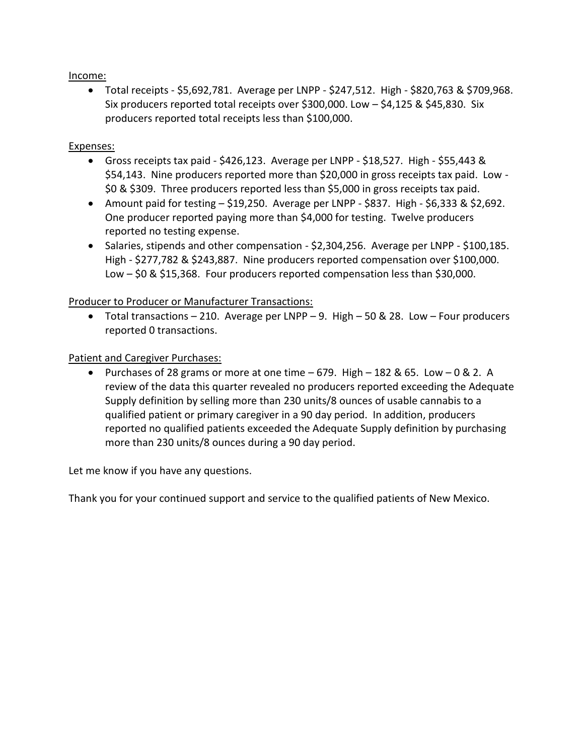Income:

- Total receipts - $5,692,781. Average per LNPP - $247,512. High - $820,763 & $709,968. Six producers reported total receipts over $300,000. Low – $4,125 & $45,830. Six producers reported total receipts less than $100,000.

Expenses:

- Gross receipts tax paid - $426,123. Average per LNPP - $18,527. High - $55,443 & $54,143. Nine producers reported more than $20,000 in gross receipts tax paid. Low - $0 & $309. Three producers reported less than $5,000 in gross receipts tax paid.
- Amount paid for testing – $19,250. Average per LNPP - $837. High - $6,333 & $2,692. One producer reported paying more than $4,000 for testing. Twelve producers reported no testing expense.
- Salaries, stipends and other compensation - $2,304,256. Average per LNPP - $100,185. High - $277,782 & $243,887. Nine producers reported compensation over $100,000. Low – $0 & $15,368. Four producers reported compensation less than $30,000.

Producer to Producer or Manufacturer Transactions:

- Total transactions – 210. Average per LNPP – 9. High – 50 & 28. Low – Four producers reported 0 transactions.

Patient and Caregiver Purchases:

- Purchases of 28 grams or more at one time – 679. High – 182 & 65. Low – 0 & 2. A review of the data this quarter revealed no producers reported exceeding the Adequate Supply definition by selling more than 230 units/8 ounces of usable cannabis to a qualified patient or primary caregiver in a 90 day period. In addition, producers reported no qualified patients exceeded the Adequate Supply definition by purchasing more than 230 units/8 ounces during a 90 day period.

Let me know if you have any questions.

Thank you for your continued support and service to the qualified patients of New Mexico.